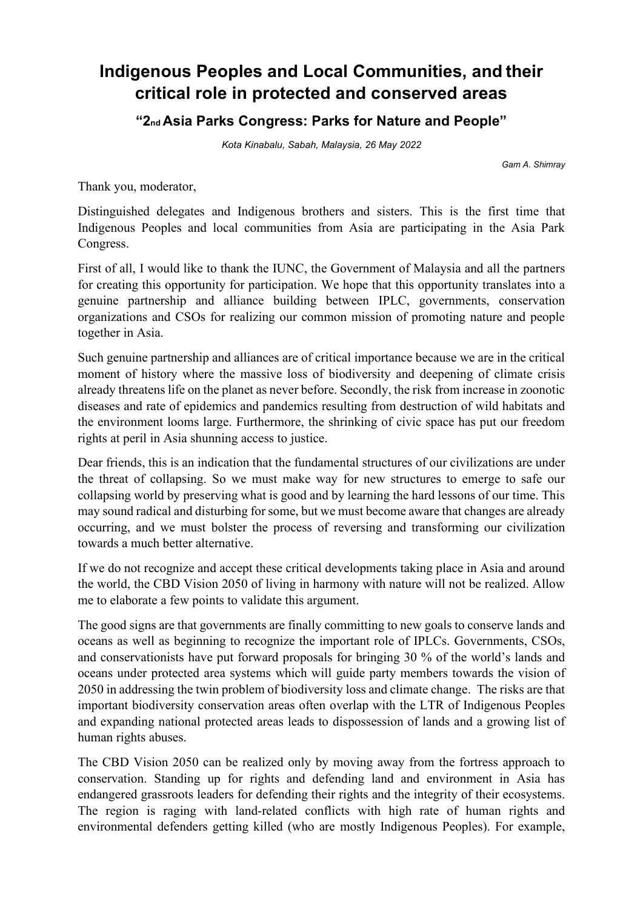# Indigenous Peoples and Local Communities, and their critical role in protected and conserved areas

## "2nd Asia Parks Congress: Parks for Nature and People"

*Kota Kinabalu, Sabah, Malaysia, 26 May 2022*

*Gam A. Shimray*

Thank you, moderator,

Distinguished delegates and Indigenous brothers and sisters. This is the first time that Indigenous Peoples and local communities from Asia are participating in the Asia Park Congress.

First of all, I would like to thank the IUNC, the Government of Malaysia and all the partners for creating this opportunity for participation. We hope that this opportunity translates into a genuine partnership and alliance building between IPLC, governments, conservation organizations and CSOs for realizing our common mission of promoting nature and people together in Asia.

Such genuine partnership and alliances are of critical importance because we are in the critical moment of history where the massive loss of biodiversity and deepening of climate crisis already threatens life on the planet as never before. Secondly, the risk from increase in zoonotic diseases and rate of epidemics and pandemics resulting from destruction of wild habitats and the environment looms large. Furthermore, the shrinking of civic space has put our freedom rights at peril in Asia shunning access to justice.

Dear friends, this is an indication that the fundamental structures of our civilizations are under the threat of collapsing. So we must make way for new structures to emerge to safe our collapsing world by preserving what is good and by learning the hard lessons of our time. This may sound radical and disturbing for some, but we must become aware that changes are already occurring, and we must bolster the process of reversing and transforming our civilization towards a much better alternative.

If we do not recognize and accept these critical developments taking place in Asia and around the world, the CBD Vision 2050 of living in harmony with nature will not be realized. Allow me to elaborate a few points to validate this argument.

The good signs are that governments are finally committing to new goals to conserve lands and oceans as well as beginning to recognize the important role of IPLCs. Governments, CSOs, and conservationists have put forward proposals for bringing 30 % of the world's lands and oceans under protected area systems which will guide party members towards the vision of 2050 in addressing the twin problem of biodiversity loss and climate change. The risks are that important biodiversity conservation areas often overlap with the LTR of Indigenous Peoples and expanding national protected areas leads to dispossession of lands and a growing list of human rights abuses.

The CBD Vision 2050 can be realized only by moving away from the fortress approach to conservation. Standing up for rights and defending land and environment in Asia has endangered grassroots leaders for defending their rights and the integrity of their ecosystems. The region is raging with land-related conflicts with high rate of human rights and environmental defenders getting killed (who are mostly Indigenous Peoples). For example,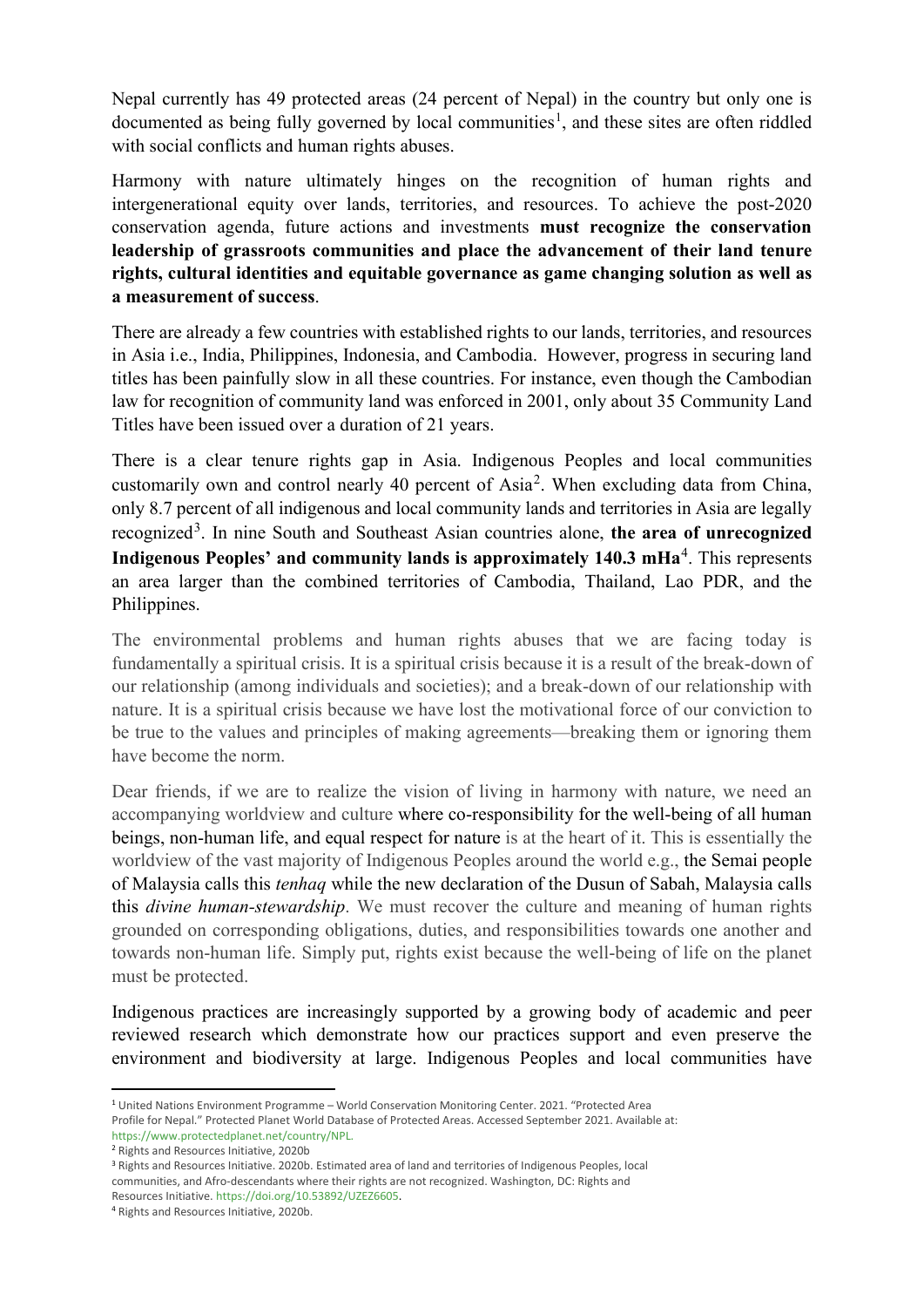Nepal currently has 49 protected areas (24 percent of Nepal) in the country but only one is documented as being fully governed by local communities[1], and these sites are often riddled with social conflicts and human rights abuses.

Harmony with nature ultimately hinges on the recognition of human rights and intergenerational equity over lands, territories, and resources. To achieve the post-2020 conservation agenda, future actions and investments **must recognize the conservation leadership of grassroots communities and place the advancement of their land tenure rights, cultural identities and equitable governance as game changing solution as well as a measurement of success**.

There are already a few countries with established rights to our lands, territories, and resources in Asia i.e., India, Philippines, Indonesia, and Cambodia. However, progress in securing land titles has been painfully slow in all these countries. For instance, even though the Cambodian law for recognition of community land was enforced in 2001, only about 35 Community Land Titles have been issued over a duration of 21 years.

There is a clear tenure rights gap in Asia. Indigenous Peoples and local communities customarily own and control nearly 40 percent of Asia[2]. When excluding data from China, only 8.7 percent of all indigenous and local community lands and territories in Asia are legally recognized[3]. In nine South and Southeast Asian countries alone, **the area of unrecognized Indigenous Peoples' and community lands is approximately 140.3 mHa**[4]. This represents an area larger than the combined territories of Cambodia, Thailand, Lao PDR, and the Philippines.

The environmental problems and human rights abuses that we are facing today is fundamentally a spiritual crisis. It is a spiritual crisis because it is a result of the break-down of our relationship (among individuals and societies); and a break-down of our relationship with nature. It is a spiritual crisis because we have lost the motivational force of our conviction to be true to the values and principles of making agreements—breaking them or ignoring them have become the norm.

Dear friends, if we are to realize the vision of living in harmony with nature, we need an accompanying worldview and culture where co-responsibility for the well-being of all human beings, non-human life, and equal respect for nature is at the heart of it. This is essentially the worldview of the vast majority of Indigenous Peoples around the world e.g., the Semai people of Malaysia calls this *tenhaq* while the new declaration of the Dusun of Sabah, Malaysia calls this *divine human-stewardship*. We must recover the culture and meaning of human rights grounded on corresponding obligations, duties, and responsibilities towards one another and towards non-human life. Simply put, rights exist because the well-being of life on the planet must be protected.

Indigenous practices are increasingly supported by a growing body of academic and peer reviewed research which demonstrate how our practices support and even preserve the environment and biodiversity at large. Indigenous Peoples and local communities have

---

[1] United Nations Environment Programme – World Conservation Monitoring Center. 2021. "Protected Area Profile for Nepal." Protected Planet World Database of Protected Areas. Accessed September 2021. Available at: https://www.protectedplanet.net/country/NPL.

[2] Rights and Resources Initiative, 2020b

[3] Rights and Resources Initiative. 2020b. Estimated area of land and territories of Indigenous Peoples, local communities, and Afro-descendants where their rights are not recognized. Washington, DC: Rights and Resources Initiative. https://doi.org/10.53892/UZEZ6605.

[4] Rights and Resources Initiative, 2020b.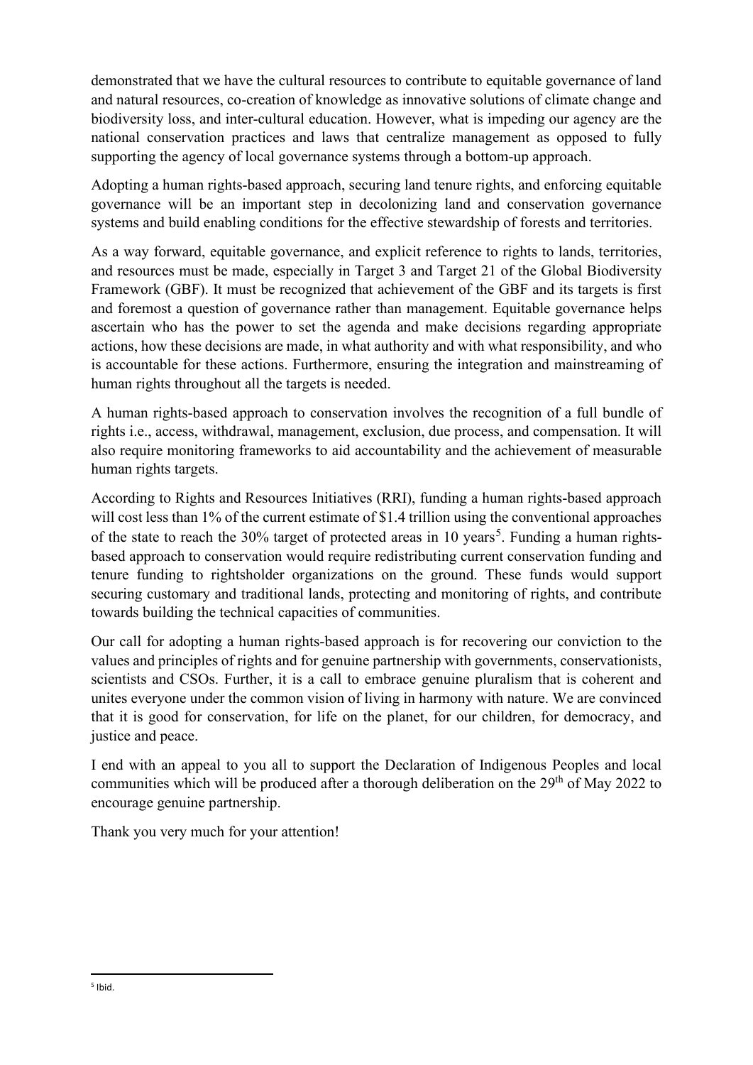demonstrated that we have the cultural resources to contribute to equitable governance of land and natural resources, co-creation of knowledge as innovative solutions of climate change and biodiversity loss, and inter-cultural education. However, what is impeding our agency are the national conservation practices and laws that centralize management as opposed to fully supporting the agency of local governance systems through a bottom-up approach.

Adopting a human rights-based approach, securing land tenure rights, and enforcing equitable governance will be an important step in decolonizing land and conservation governance systems and build enabling conditions for the effective stewardship of forests and territories.

As a way forward, equitable governance, and explicit reference to rights to lands, territories, and resources must be made, especially in Target 3 and Target 21 of the Global Biodiversity Framework (GBF). It must be recognized that achievement of the GBF and its targets is first and foremost a question of governance rather than management. Equitable governance helps ascertain who has the power to set the agenda and make decisions regarding appropriate actions, how these decisions are made, in what authority and with what responsibility, and who is accountable for these actions. Furthermore, ensuring the integration and mainstreaming of human rights throughout all the targets is needed.

A human rights-based approach to conservation involves the recognition of a full bundle of rights i.e., access, withdrawal, management, exclusion, due process, and compensation. It will also require monitoring frameworks to aid accountability and the achievement of measurable human rights targets.

According to Rights and Resources Initiatives (RRI), funding a human rights-based approach will cost less than 1% of the current estimate of $1.4 trillion using the conventional approaches of the state to reach the 30% target of protected areas in 10 years[5]. Funding a human rights-based approach to conservation would require redistributing current conservation funding and tenure funding to rightsholder organizations on the ground. These funds would support securing customary and traditional lands, protecting and monitoring of rights, and contribute towards building the technical capacities of communities.

Our call for adopting a human rights-based approach is for recovering our conviction to the values and principles of rights and for genuine partnership with governments, conservationists, scientists and CSOs. Further, it is a call to embrace genuine pluralism that is coherent and unites everyone under the common vision of living in harmony with nature. We are convinced that it is good for conservation, for life on the planet, for our children, for democracy, and justice and peace.

I end with an appeal to you all to support the Declaration of Indigenous Peoples and local communities which will be produced after a thorough deliberation on the 29th of May 2022 to encourage genuine partnership.

Thank you very much for your attention!

---

[5] Ibid.